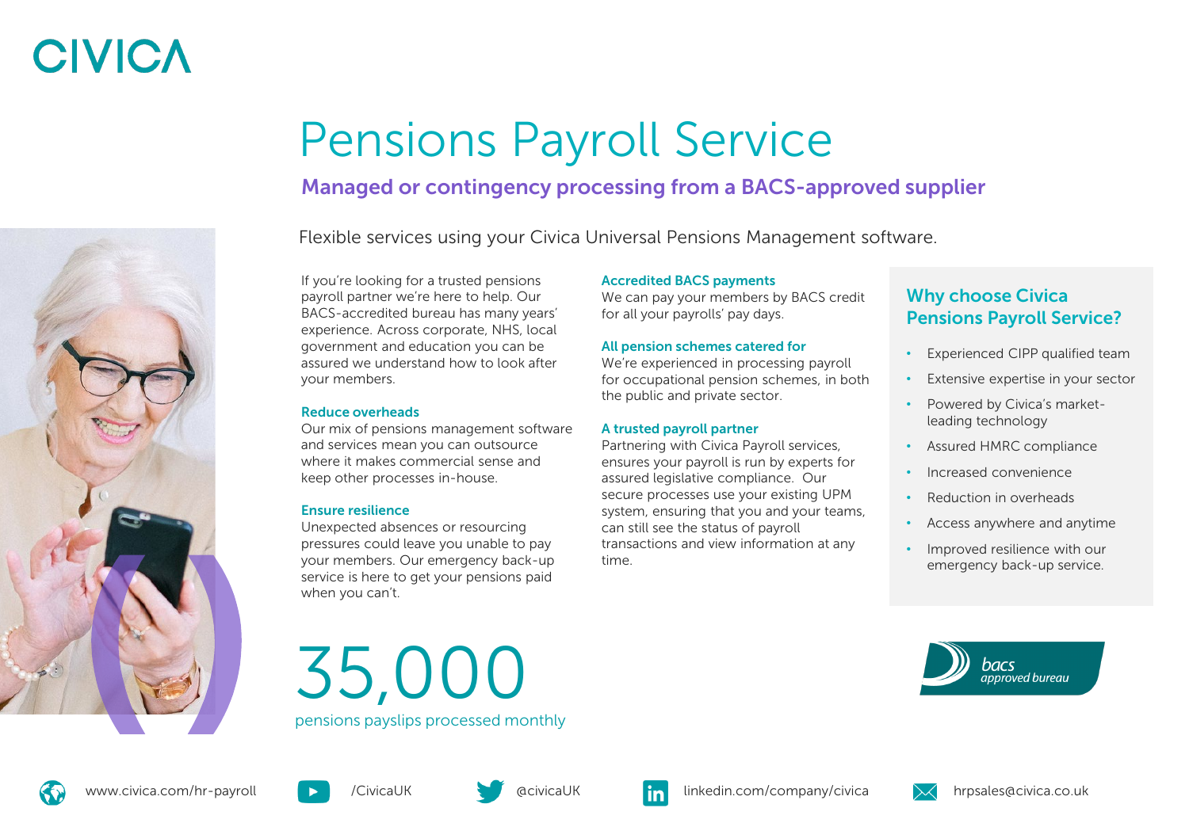# Pensions Payroll Service

## Managed or contingency processing from a BACS-approved supplier

Flexible services using your Civica Universal Pensions Management software.

If you're looking for a trusted pensions payroll partner we're here to help. Our BACS-accredited bureau has many years' experience. Across corporate, NHS, local government and education you can be assured we understand how to look after your members.

### Reduce overheads

Our mix of pensions management software and services mean you can outsource where it makes commercial sense and keep other processes in-house.

### Ensure resilience

Unexpected absences or resourcing pressures could leave you unable to pay your members. Our emergency back-up service is here to get your pensions paid when you can't.

### Accredited BACS payments

We can pay your members by BACS credit for all your payrolls' pay days.

### All pension schemes catered for

We're experienced in processing payroll for occupational pension schemes, in both the public and private sector.

### A trusted payroll partner

Partnering with Civica Payroll services, ensures your payroll is run by experts for assured legislative compliance. Our secure processes use your existing UPM system, ensuring that you and your teams, can still see the status of payroll transactions and view information at any time.

**35,000**

pensions payslips processed monthly

### Why choose Civica Pensions Payroll Service?

- Experienced CIPP qualified team
- Extensive expertise in your sector
- Powered by Civica's market-leading technology
- Assured HMRC compliance
- Increased convenience
- Reduction in overheads
- Access anywhere and anytime
- Improved resilience with our emergency back-up service.

bacs approved bureau

www.civica.com/hr-payroll | /CivicaUK | @civicaUK | linkedin.com/company/civica | hrpsales@civica.co.uk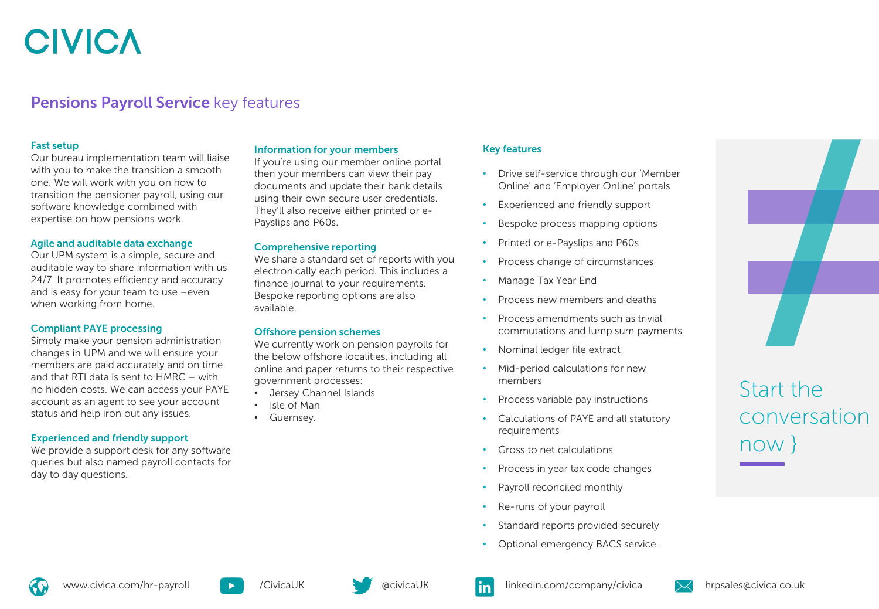# CIVICA

## Pensions Payroll Service key features

### Fast setup

Our bureau implementation team will liaise with you to make the transition a smooth one. We will work with you on how to transition the pensioner payroll, using our software knowledge combined with expertise on how pensions work.

### Agile and auditable data exchange

Our UPM system is a simple, secure and auditable way to share information with us 24/7. It promotes efficiency and accuracy and is easy for your team to use –even when working from home.

### Compliant PAYE processing

Simply make your pension administration changes in UPM and we will ensure your members are paid accurately and on time and that RTI data is sent to HMRC – with no hidden costs. We can access your PAYE account as an agent to see your account status and help iron out any issues.

### Experienced and friendly support

We provide a support desk for any software queries but also named payroll contacts for day to day questions.

### Information for your members

If you're using our member online portal then your members can view their pay documents and update their bank details using their own secure user credentials. They'll also receive either printed or e-Payslips and P60s.

### Comprehensive reporting

We share a standard set of reports with you electronically each period. This includes a finance journal to your requirements. Bespoke reporting options are also available.

### Offshore pension schemes

We currently work on pension payrolls for the below offshore localities, including all online and paper returns to their respective government processes:

- Jersey Channel Islands
- Isle of Man
- Guernsey.

### Key features

- Drive self-service through our 'Member Online' and 'Employer Online' portals
- Experienced and friendly support
- Bespoke process mapping options
- Printed or e-Payslips and P60s
- Process change of circumstances
- Manage Tax Year End
- Process new members and deaths
- Process amendments such as trivial commutations and lump sum payments
- Nominal ledger file extract
- Mid-period calculations for new members
- Process variable pay instructions
- Calculations of PAYE and all statutory requirements
- Gross to net calculations
- Process in year tax code changes
- Payroll reconciled monthly
- Re-runs of your payroll
- Standard reports provided securely
- Optional emergency BACS service.

Start the conversation now }

www.civica.com/hr-payroll | /CivicaUK | @civicaUK | linkedin.com/company/civica | hrpsales@civica.co.uk